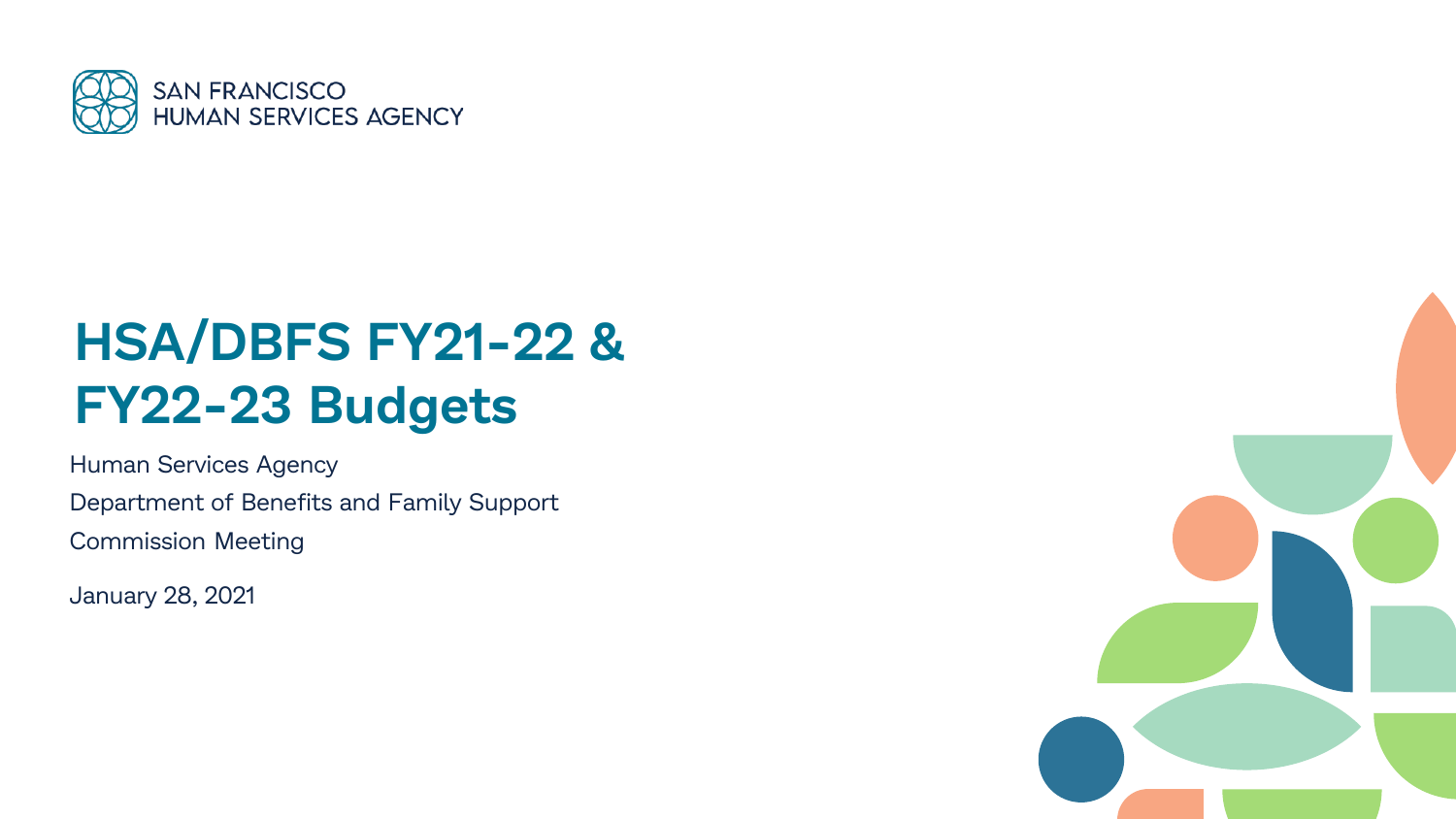SAN FRANCISCO
HUMAN SERVICES AGENCY

# HSA/DBFS FY21-22 & FY22-23 Budgets

Human Services Agency

Department of Benefits and Family Support

Commission Meeting

January 28, 2021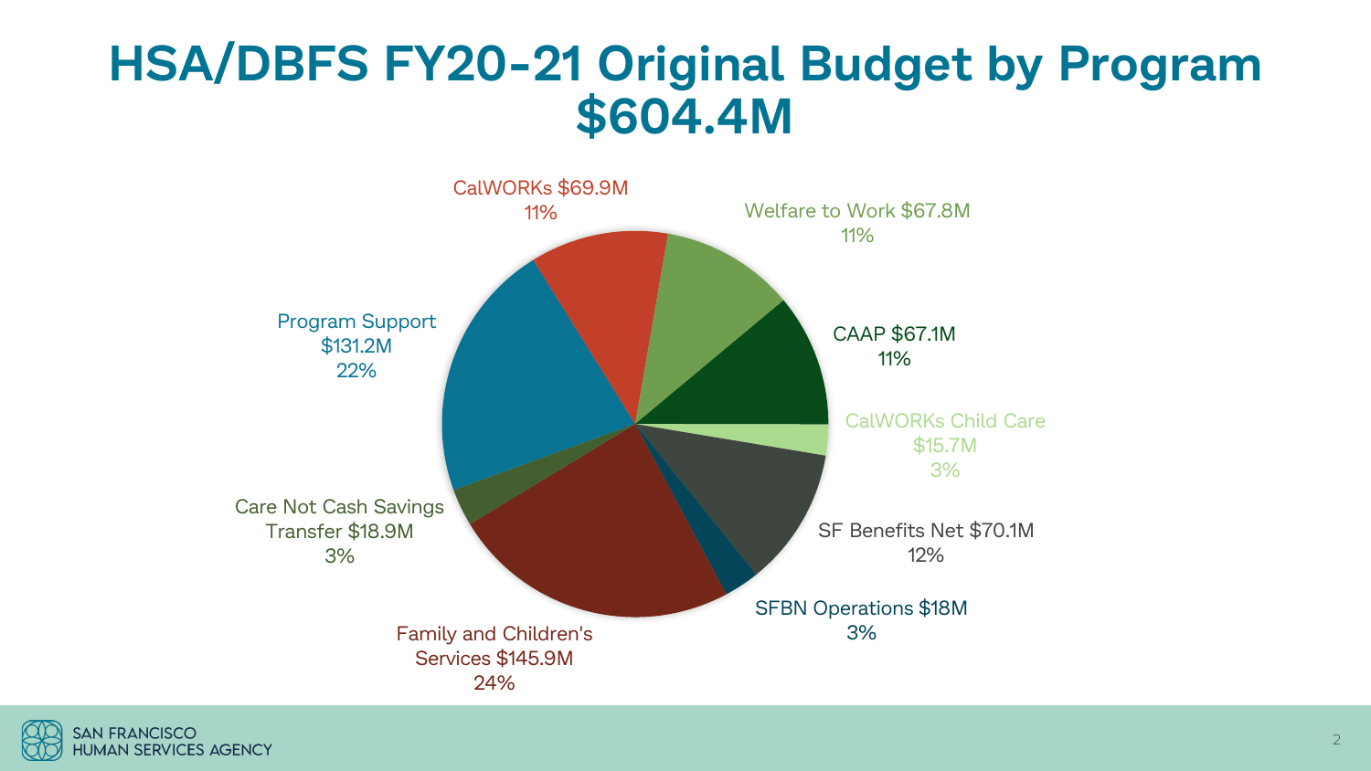# HSA/DBFS FY20-21 Original Budget by Program $604.4M

| Program | Amount | Percent |
| --- | --- | --- |
| CalWORKs | $69.9M | 11% |
| Welfare to Work | $67.8M | 11% |
| CAAP | $67.1M | 11% |
| CalWORKs Child Care | $15.7M | 3% |
| SF Benefits Net | $70.1M | 12% |
| SFBN Operations | $18M | 3% |
| Family and Children's Services | $145.9M | 24% |
| Care Not Cash Savings Transfer | $18.9M | 3% |
| Program Support | $131.2M | 22% |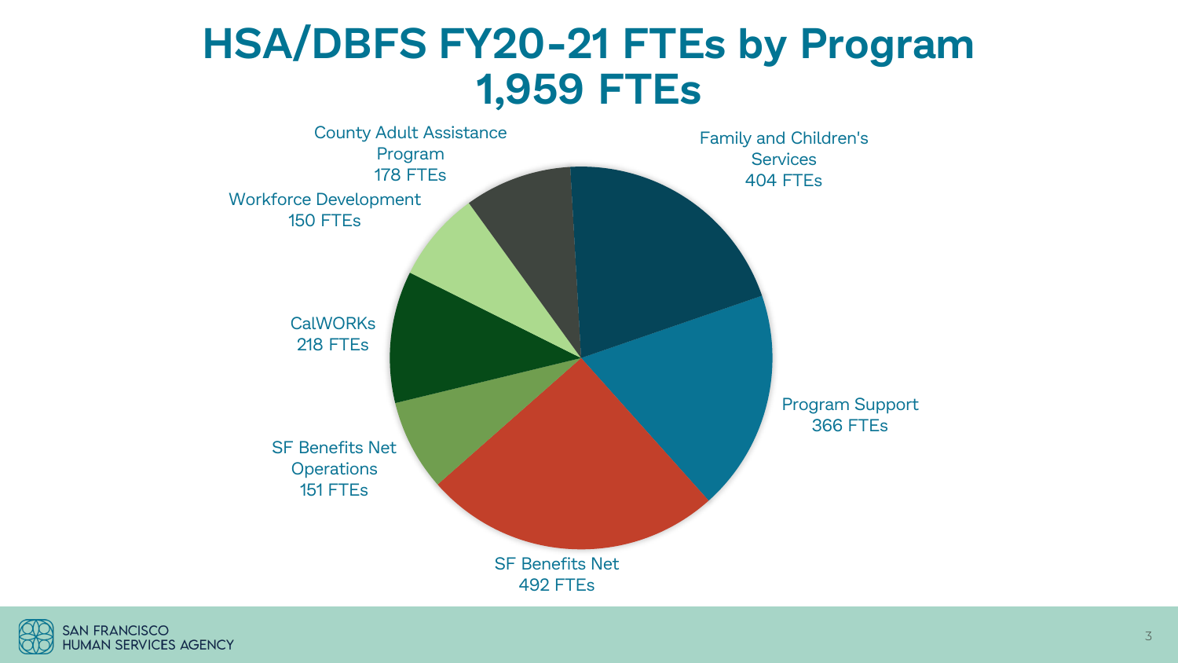# HSA/DBFS FY20-21 FTEs by Program
# 1,959 FTEs

Family and Children's Services
404 FTEs

Program Support
366 FTEs

SF Benefits Net
492 FTEs

SF Benefits Net Operations
151 FTEs

CalWORKs
218 FTEs

Workforce Development
150 FTEs

County Adult Assistance Program
178 FTEs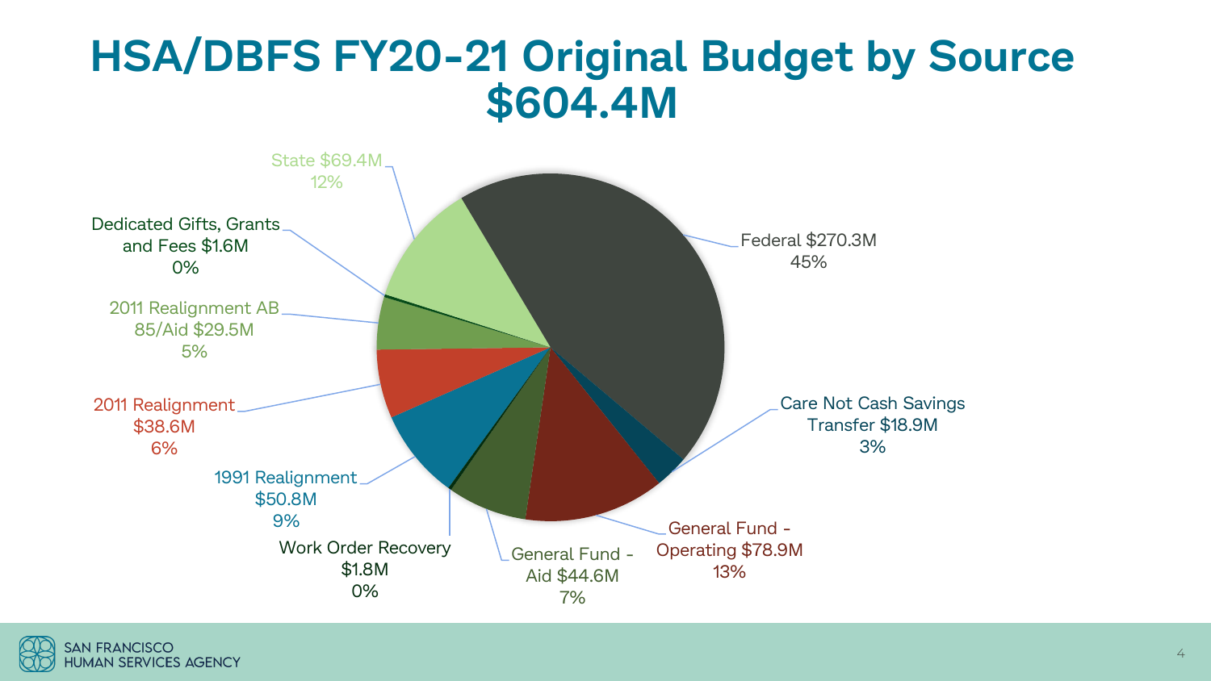# HSA/DBFS FY20-21 Original Budget by Source $604.4M

- Federal $270.3M 45%
- Care Not Cash Savings Transfer $18.9M 3%
- General Fund - Operating $78.9M 13%
- General Fund - Aid $44.6M 7%
- Work Order Recovery $1.8M 0%
- 1991 Realignment $50.8M 9%
- 2011 Realignment $38.6M 6%
- 2011 Realignment AB 85/Aid $29.5M 5%
- Dedicated Gifts, Grants and Fees $1.6M 0%
- State $69.4M 12%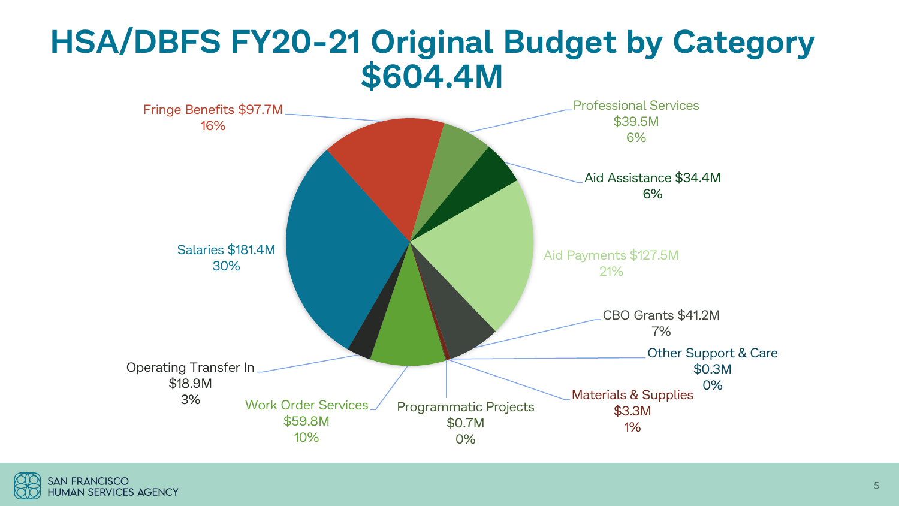# HSA/DBFS FY20-21 Original Budget by Category $604.4M

| Category | Amount | Percent |
|---|---|---|
| Salaries | $181.4M | 30% |
| Fringe Benefits | $97.7M | 16% |
| Professional Services | $39.5M | 6% |
| Aid Assistance | $34.4M | 6% |
| Aid Payments | $127.5M | 21% |
| CBO Grants | $41.2M | 7% |
| Other Support & Care | $0.3M | 0% |
| Materials & Supplies | $3.3M | 1% |
| Programmatic Projects | $0.7M | 0% |
| Work Order Services | $59.8M | 10% |
| Operating Transfer In | $18.9M | 3% |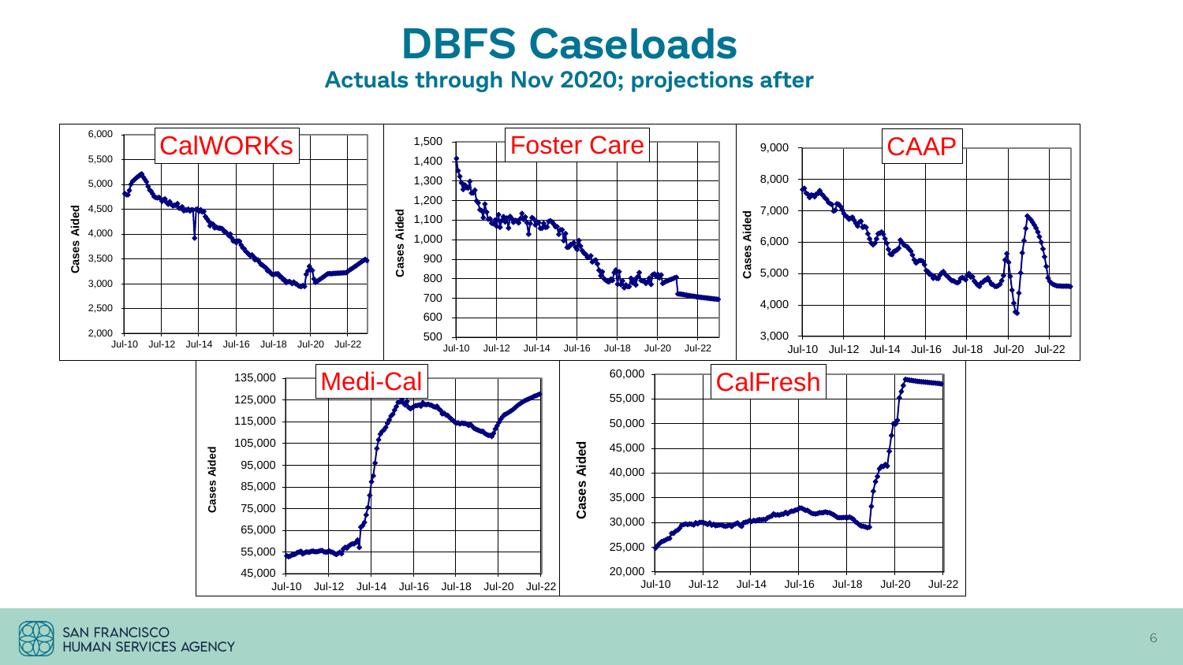# DBFS Caseloads

### Actuals through Nov 2020; projections after

**CalWORKs**

Cases Aided: 2,000 – 6,000 (Jul-10 to Jul-22)

**Foster Care**

Cases Aided: 500 – 1,500 (Jul-10 to Jul-22)

**CAAP**

Cases Aided: 3,000 – 9,000 (Jul-10 to Jul-22)

**Medi-Cal**

Cases Aided: 45,000 – 135,000 (Jul-10 to Jul-22)

**CalFresh**

Cases Aided: 20,000 – 60,000 (Jul-10 to Jul-22)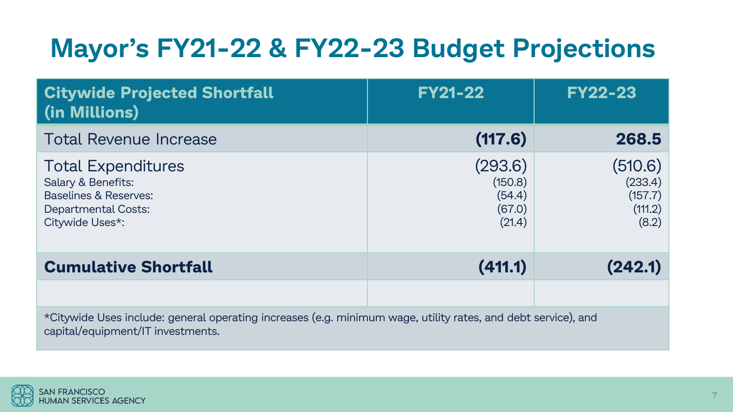# Mayor's FY21-22 & FY22-23 Budget Projections

| Citywide Projected Shortfall (in Millions) | FY21-22 | FY22-23 |
|---|---|---|
| Total Revenue Increase | **(117.6)** | **268.5** |
| Total Expenditures | (293.6) | (510.6) |
| Salary & Benefits: | (150.8) | (233.4) |
| Baselines & Reserves: | (54.4) | (157.7) |
| Departmental Costs: | (67.0) | (111.2) |
| Citywide Uses*: | (21.4) | (8.2) |
| **Cumulative Shortfall** | **(411.1)** | **(242.1)** |
| | | |

*Citywide Uses include: general operating increases (e.g. minimum wage, utility rates, and debt service), and capital/equipment/IT investments.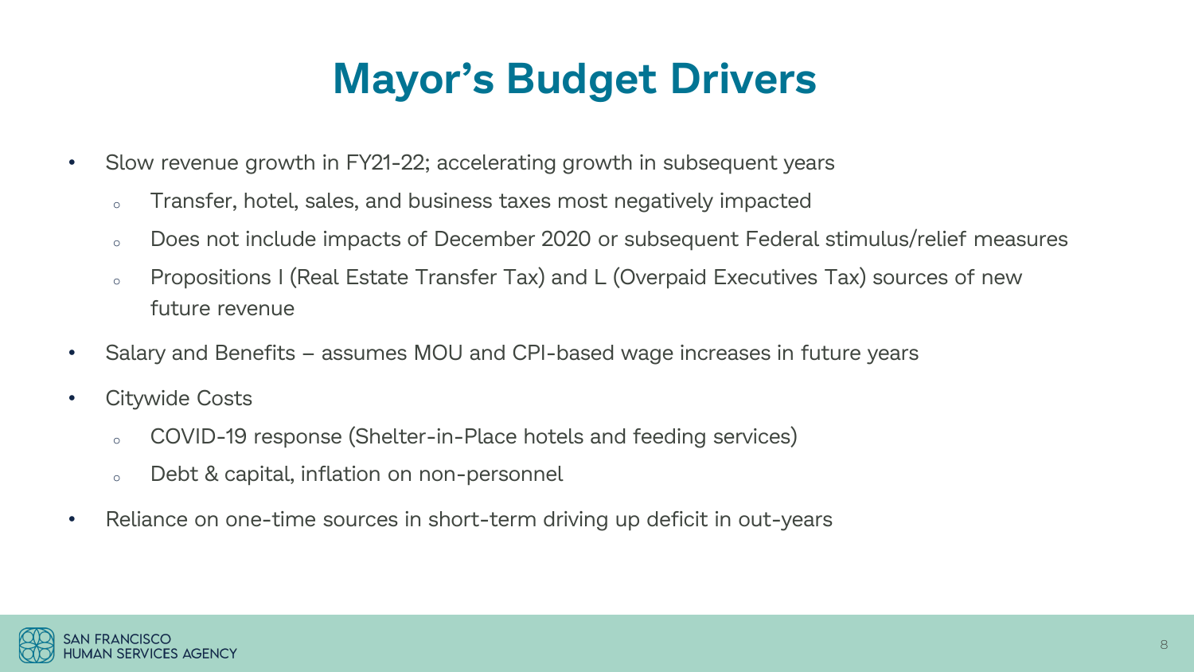# Mayor's Budget Drivers

- Slow revenue growth in FY21-22; accelerating growth in subsequent years
  - Transfer, hotel, sales, and business taxes most negatively impacted
  - Does not include impacts of December 2020 or subsequent Federal stimulus/relief measures
  - Propositions I (Real Estate Transfer Tax) and L (Overpaid Executives Tax) sources of new future revenue
- Salary and Benefits – assumes MOU and CPI-based wage increases in future years
- Citywide Costs
  - COVID-19 response (Shelter-in-Place hotels and feeding services)
  - Debt & capital, inflation on non-personnel
- Reliance on one-time sources in short-term driving up deficit in out-years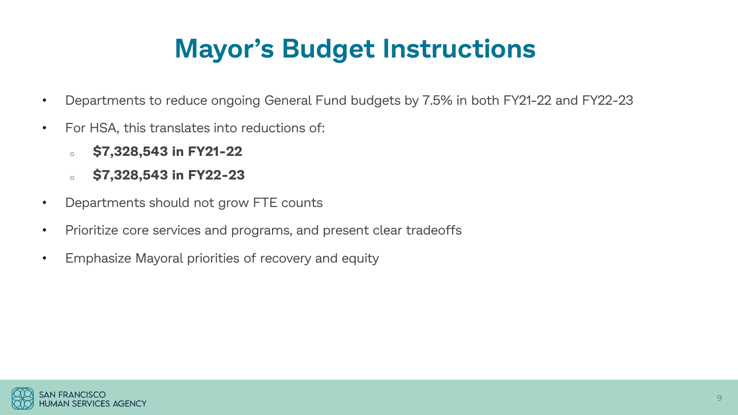# Mayor's Budget Instructions

- Departments to reduce ongoing General Fund budgets by 7.5% in both FY21-22 and FY22-23
- For HSA, this translates into reductions of:
  - **$7,328,543 in FY21-22**
  - **$7,328,543 in FY22-23**
- Departments should not grow FTE counts
- Prioritize core services and programs, and present clear tradeoffs
- Emphasize Mayoral priorities of recovery and equity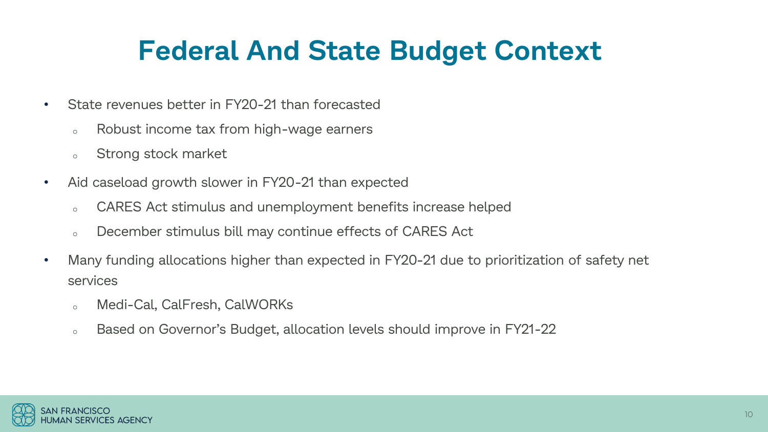# Federal And State Budget Context

- State revenues better in FY20-21 than forecasted
  - Robust income tax from high-wage earners
  - Strong stock market
- Aid caseload growth slower in FY20-21 than expected
  - CARES Act stimulus and unemployment benefits increase helped
  - December stimulus bill may continue effects of CARES Act
- Many funding allocations higher than expected in FY20-21 due to prioritization of safety net services
  - Medi-Cal, CalFresh, CalWORKs
  - Based on Governor's Budget, allocation levels should improve in FY21-22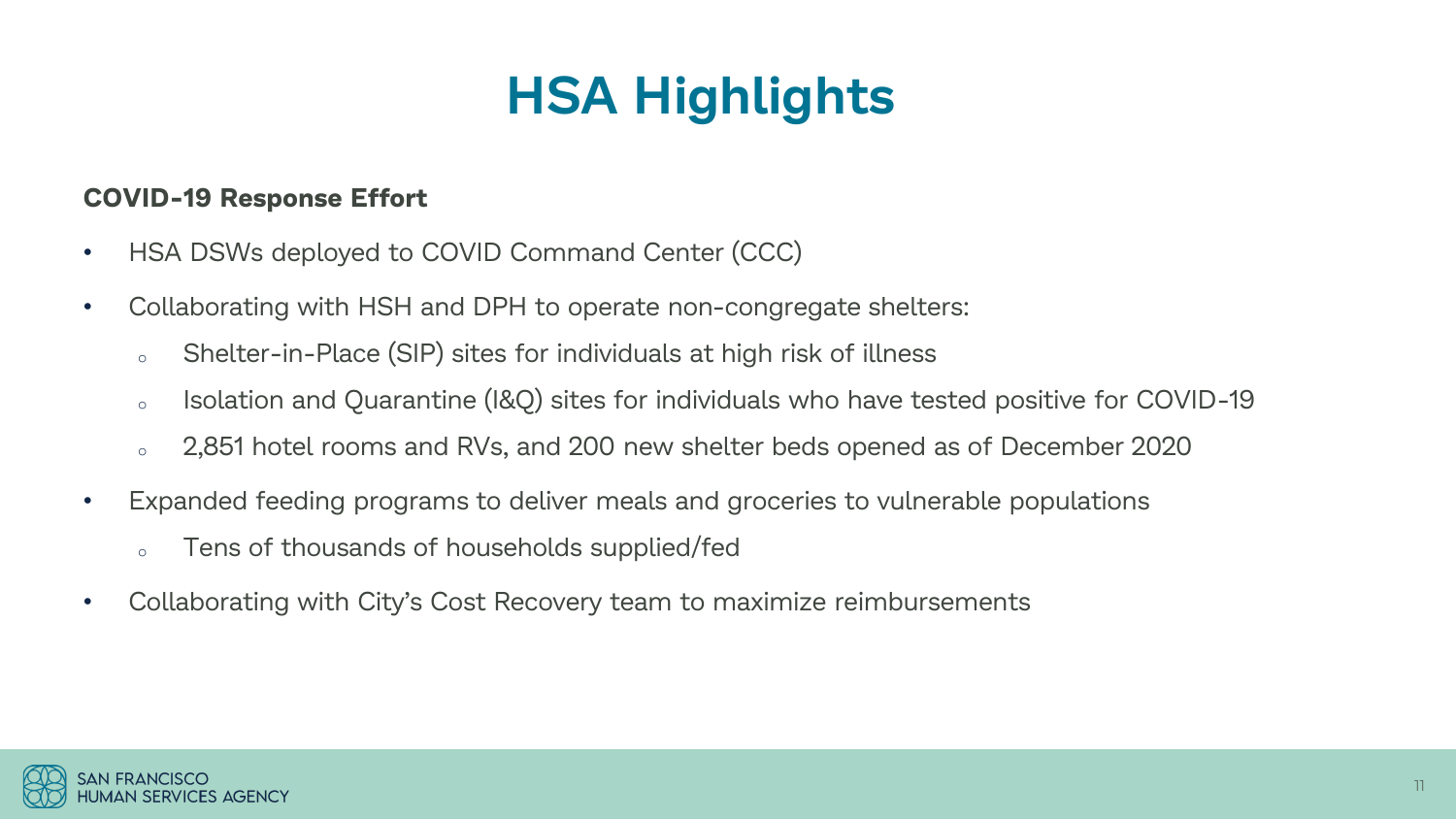# HSA Highlights

**COVID-19 Response Effort**

- HSA DSWs deployed to COVID Command Center (CCC)
- Collaborating with HSH and DPH to operate non-congregate shelters:
  - Shelter-in-Place (SIP) sites for individuals at high risk of illness
  - Isolation and Quarantine (I&Q) sites for individuals who have tested positive for COVID-19
  - 2,851 hotel rooms and RVs, and 200 new shelter beds opened as of December 2020
- Expanded feeding programs to deliver meals and groceries to vulnerable populations
  - Tens of thousands of households supplied/fed
- Collaborating with City's Cost Recovery team to maximize reimbursements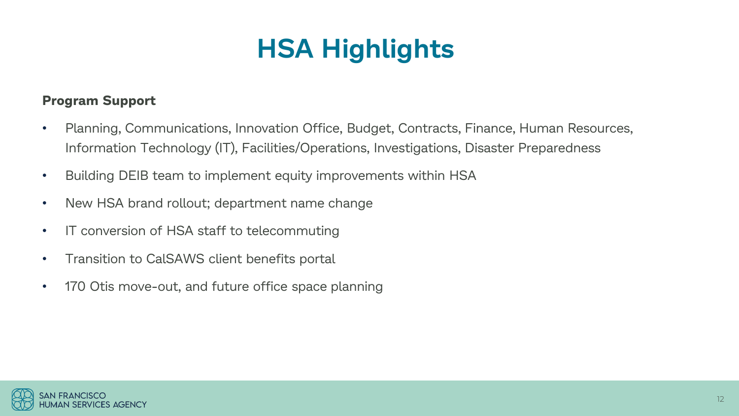# HSA Highlights

**Program Support**

- Planning, Communications, Innovation Office, Budget, Contracts, Finance, Human Resources, Information Technology (IT), Facilities/Operations, Investigations, Disaster Preparedness
- Building DEIB team to implement equity improvements within HSA
- New HSA brand rollout; department name change
- IT conversion of HSA staff to telecommuting
- Transition to CalSAWS client benefits portal
- 170 Otis move-out, and future office space planning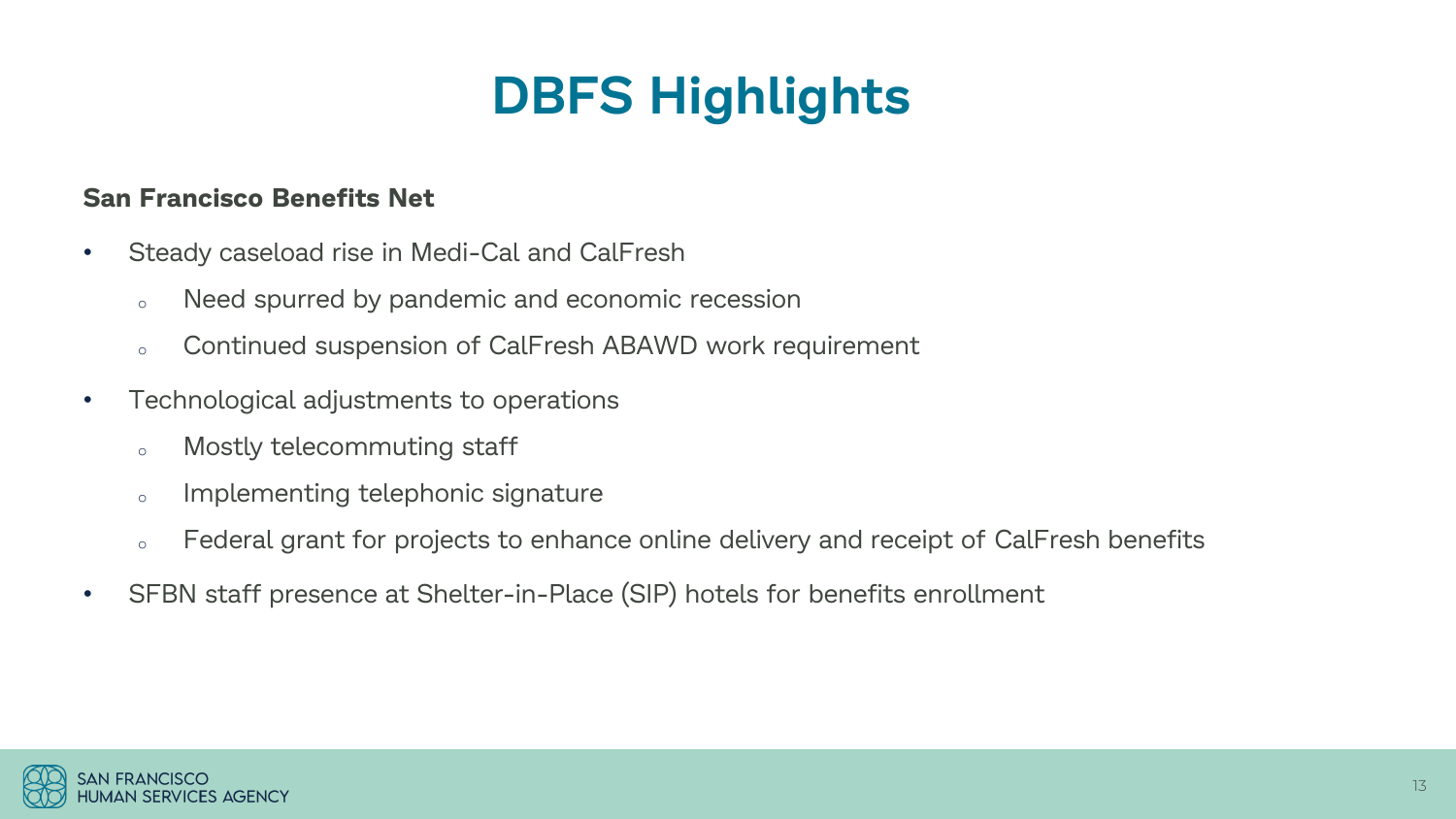# DBFS Highlights

**San Francisco Benefits Net**

- Steady caseload rise in Medi-Cal and CalFresh
  - Need spurred by pandemic and economic recession
  - Continued suspension of CalFresh ABAWD work requirement
- Technological adjustments to operations
  - Mostly telecommuting staff
  - Implementing telephonic signature
  - Federal grant for projects to enhance online delivery and receipt of CalFresh benefits
- SFBN staff presence at Shelter-in-Place (SIP) hotels for benefits enrollment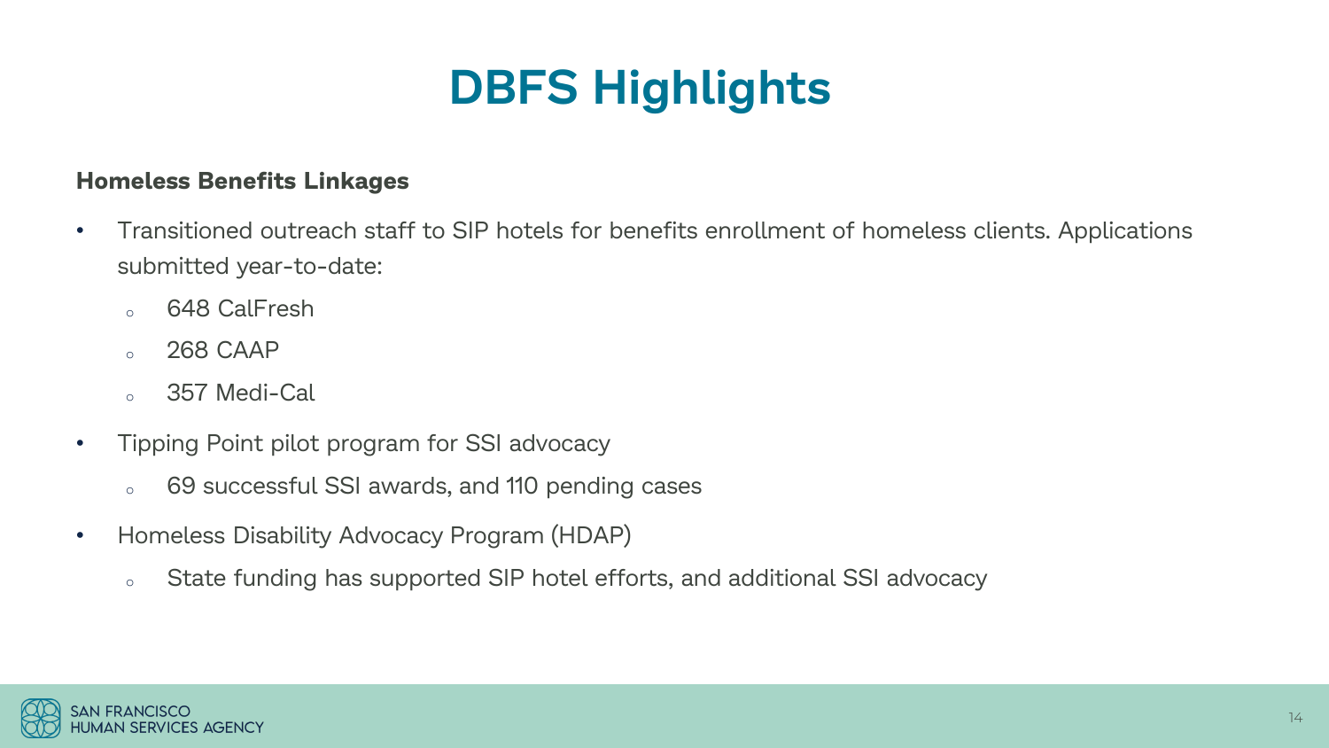# DBFS Highlights

**Homeless Benefits Linkages**

- Transitioned outreach staff to SIP hotels for benefits enrollment of homeless clients. Applications submitted year-to-date:
  - 648 CalFresh
  - 268 CAAP
  - 357 Medi-Cal
- Tipping Point pilot program for SSI advocacy
  - 69 successful SSI awards, and 110 pending cases
- Homeless Disability Advocacy Program (HDAP)
  - State funding has supported SIP hotel efforts, and additional SSI advocacy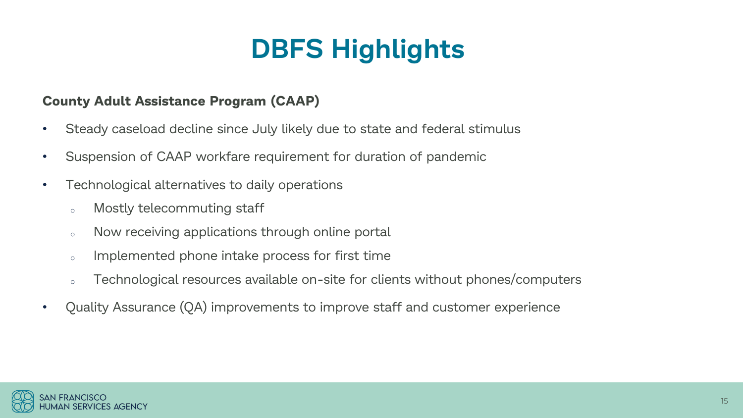# DBFS Highlights

**County Adult Assistance Program (CAAP)**

- Steady caseload decline since July likely due to state and federal stimulus
- Suspension of CAAP workfare requirement for duration of pandemic
- Technological alternatives to daily operations
  - Mostly telecommuting staff
  - Now receiving applications through online portal
  - Implemented phone intake process for first time
  - Technological resources available on-site for clients without phones/computers
- Quality Assurance (QA) improvements to improve staff and customer experience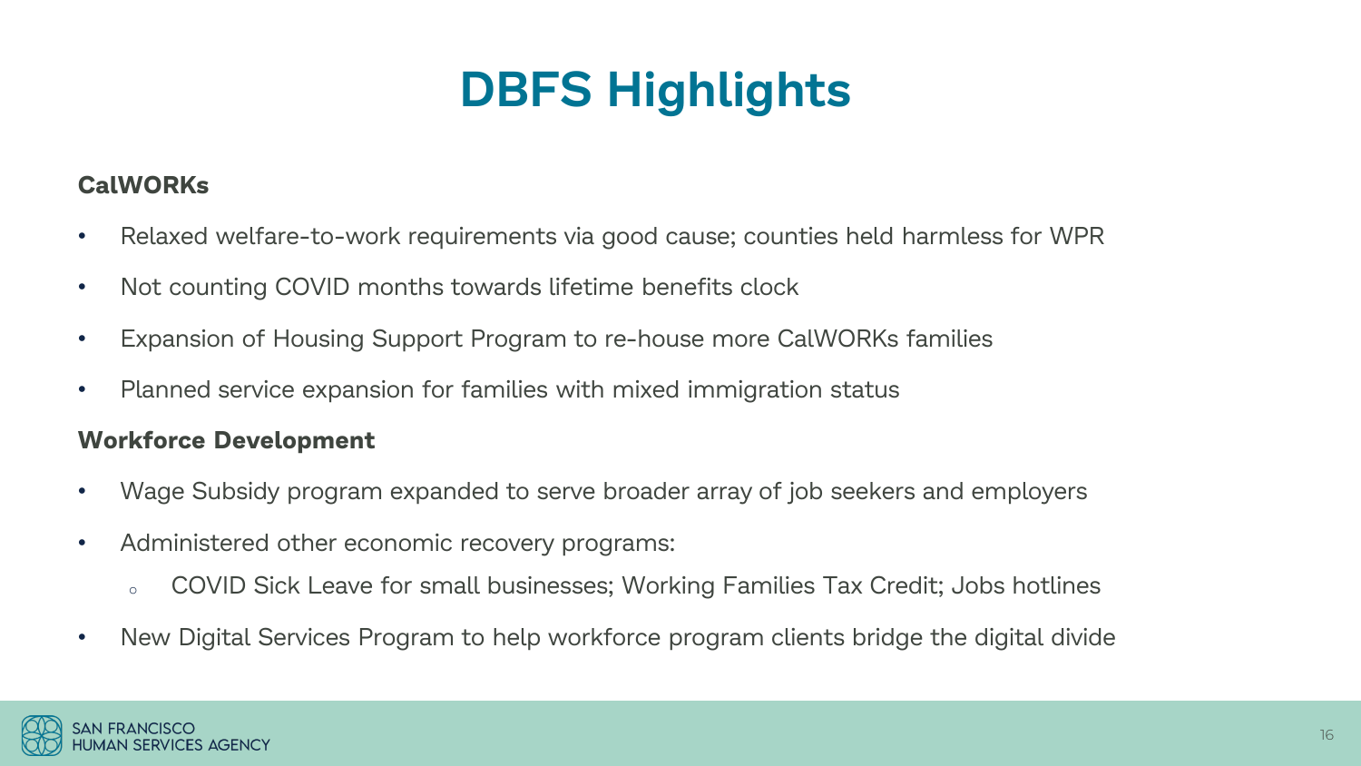# DBFS Highlights

**CalWORKs**

- Relaxed welfare-to-work requirements via good cause; counties held harmless for WPR
- Not counting COVID months towards lifetime benefits clock
- Expansion of Housing Support Program to re-house more CalWORKs families
- Planned service expansion for families with mixed immigration status

**Workforce Development**

- Wage Subsidy program expanded to serve broader array of job seekers and employers
- Administered other economic recovery programs:
  - COVID Sick Leave for small businesses; Working Families Tax Credit; Jobs hotlines
- New Digital Services Program to help workforce program clients bridge the digital divide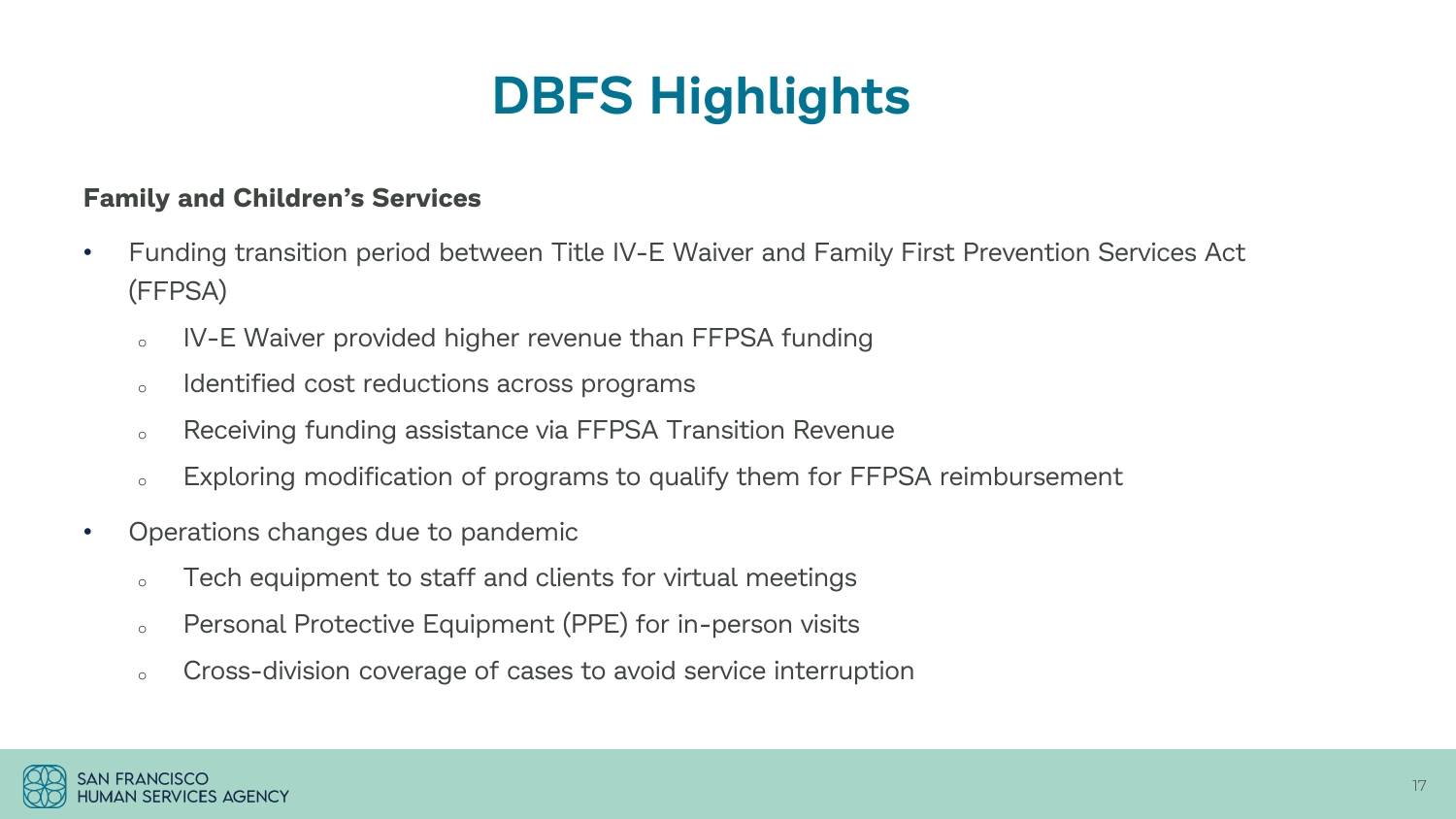# DBFS Highlights

**Family and Children's Services**

- Funding transition period between Title IV-E Waiver and Family First Prevention Services Act (FFPSA)
  - IV-E Waiver provided higher revenue than FFPSA funding
  - Identified cost reductions across programs
  - Receiving funding assistance via FFPSA Transition Revenue
  - Exploring modification of programs to qualify them for FFPSA reimbursement
- Operations changes due to pandemic
  - Tech equipment to staff and clients for virtual meetings
  - Personal Protective Equipment (PPE) for in-person visits
  - Cross-division coverage of cases to avoid service interruption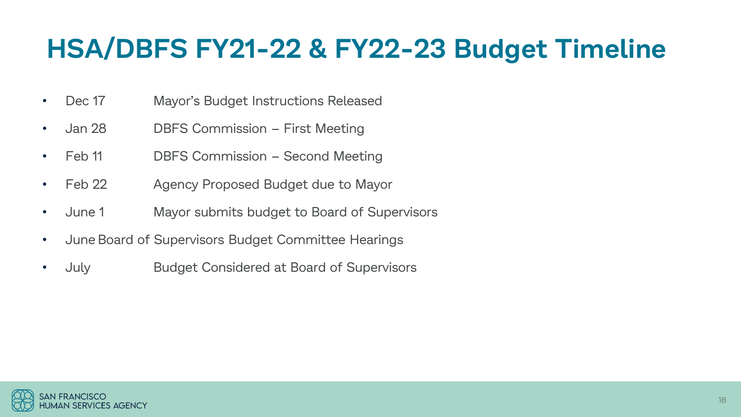# HSA/DBFS FY21-22 & FY22-23 Budget Timeline

- Dec 17 Mayor's Budget Instructions Released
- Jan 28 DBFS Commission – First Meeting
- Feb 11 DBFS Commission – Second Meeting
- Feb 22 Agency Proposed Budget due to Mayor
- June 1 Mayor submits budget to Board of Supervisors
- June Board of Supervisors Budget Committee Hearings
- July Budget Considered at Board of Supervisors

SAN FRANCISCO HUMAN SERVICES AGENCY